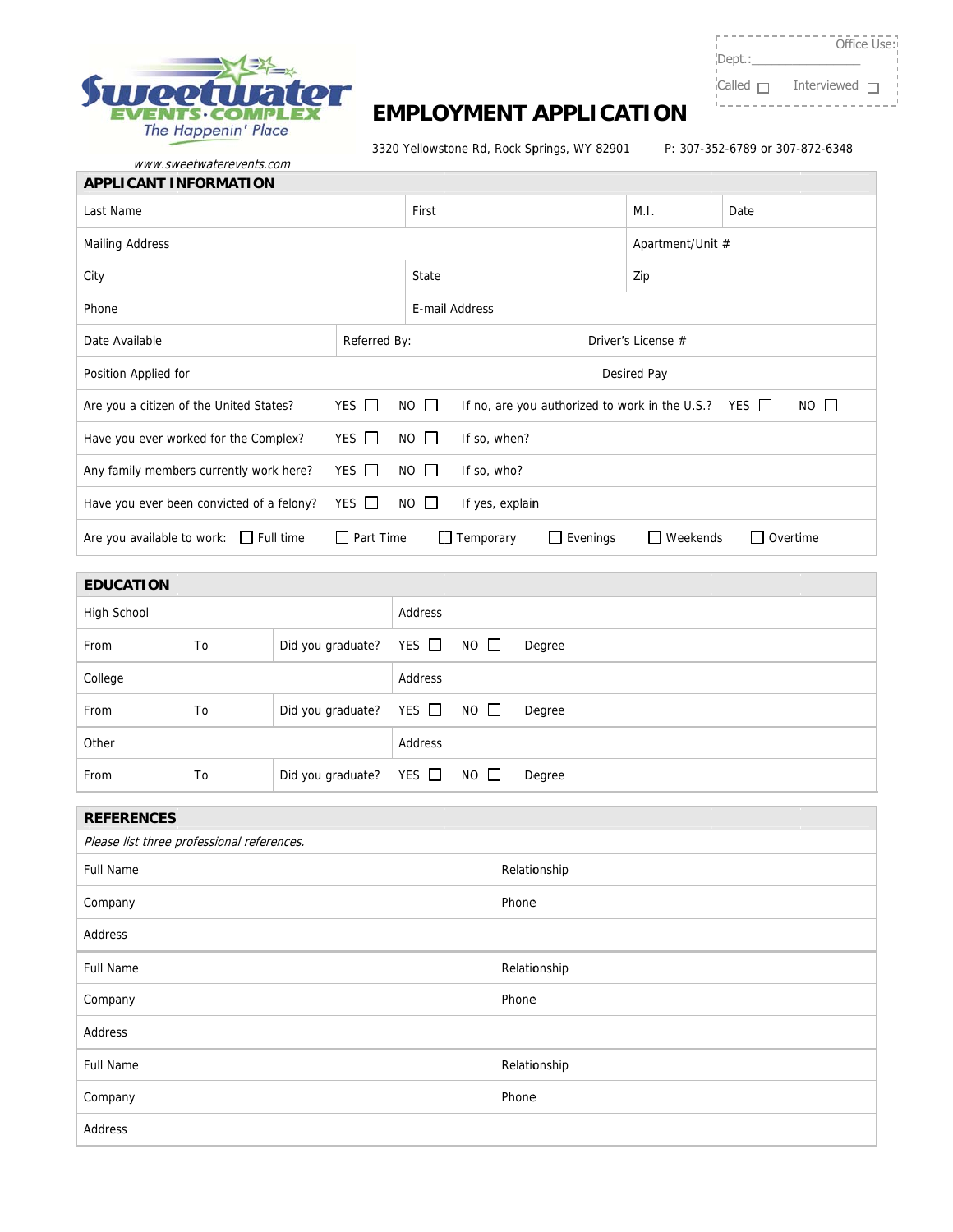Sweetwater EVENTS · COMPLEX The Happenin' Place

www.sweetwaterevents.com

Office Use:
Dept.:\_\_\_\_\_\_\_\_\_\_\_\_\_\_\_\_
Called ☐ Interviewed ☐

# EMPLOYMENT APPLICATION

3320 Yellowstone Rd, Rock Springs, WY 82901 P: 307-352-6789 or 307-872-6348

## APPLICANT INFORMATION

| Last Name | First | M.I. | Date |
|---|---|---|---|
| Mailing Address | | Apartment/Unit # | |
| City | State | Zip | |
| Phone | E-mail Address | | |
| Date Available | Referred By: | Driver's License # | |
| Position Applied for | | Desired Pay | |

Are you a citizen of the United States? YES ☐ NO ☐ If no, are you authorized to work in the U.S.? YES ☐ NO ☐

Have you ever worked for the Complex? YES ☐ NO ☐ If so, when?

Any family members currently work here? YES ☐ NO ☐ If so, who?

Have you ever been convicted of a felony? YES ☐ NO ☐ If yes, explain

Are you available to work: ☐ Full time ☐ Part Time ☐ Temporary ☐ Evenings ☐ Weekends ☐ Overtime

## EDUCATION

| | | | |
|---|---|---|---|
| High School | | Address | |
| From | To | Did you graduate? YES ☐ NO ☐ | Degree |
| College | | Address | |
| From | To | Did you graduate? YES ☐ NO ☐ | Degree |
| Other | | Address | |
| From | To | Did you graduate? YES ☐ NO ☐ | Degree |

## REFERENCES

*Please list three professional references.*

| | |
|---|---|
| Full Name | Relationship |
| Company | Phone |
| Address | |
| Full Name | Relationship |
| Company | Phone |
| Address | |
| Full Name | Relationship |
| Company | Phone |
| Address | |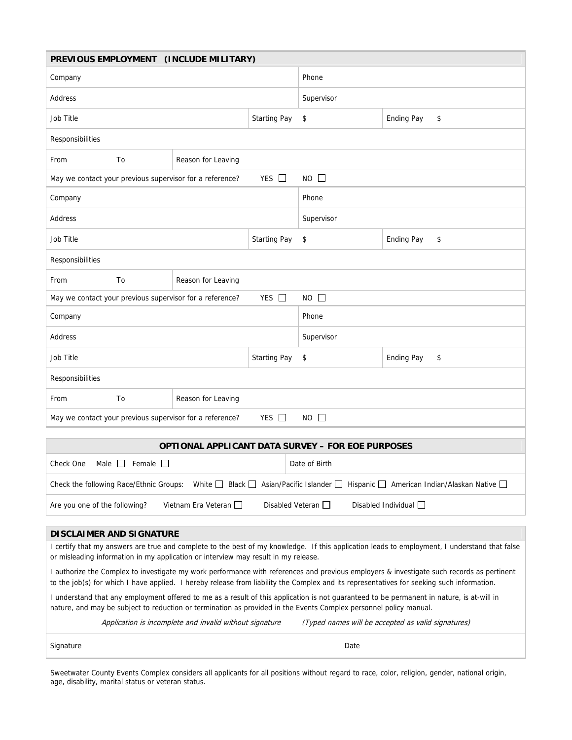## PREVIOUS EMPLOYMENT (INCLUDE MILITARY)

| | | | | | |
|---|---|---|---|---|---|
| Company | | | Phone | | |
| Address | | | Supervisor | | |
| Job Title | | Starting Pay | $ | Ending Pay | $ |
| Responsibilities | | | | | |
| From | To | Reason for Leaving | | | |
| May we contact your previous supervisor for a reference? | | YES ☐ | NO ☐ | | |
| Company | | | Phone | | |
| Address | | | Supervisor | | |
| Job Title | | Starting Pay | $ | Ending Pay | $ |
| Responsibilities | | | | | |
| From | To | Reason for Leaving | | | |
| May we contact your previous supervisor for a reference? | | YES ☐ | NO ☐ | | |
| Company | | | Phone | | |
| Address | | | Supervisor | | |
| Job Title | | Starting Pay | $ | Ending Pay | $ |
| Responsibilities | | | | | |
| From | To | Reason for Leaving | | | |
| May we contact your previous supervisor for a reference? | | YES ☐ | NO ☐ | | |

## OPTIONAL APPLICANT DATA SURVEY – FOR EOE PURPOSES

| | |
|---|---|
| Check One Male ☐ Female ☐ | Date of Birth |
| Check the following Race/Ethnic Groups: White ☐ Black ☐ Asian/Pacific Islander ☐ Hispanic ☐ American Indian/Alaskan Native ☐ | |
| Are you one of the following? Vietnam Era Veteran ☐ Disabled Veteran ☐ Disabled Individual ☐ | |

## DISCLAIMER AND SIGNATURE

I certify that my answers are true and complete to the best of my knowledge. If this application leads to employment, I understand that false or misleading information in my application or interview may result in my release.

I authorize the Complex to investigate my work performance with references and previous employers & investigate such records as pertinent to the job(s) for which I have applied. I hereby release from liability the Complex and its representatives for seeking such information.

I understand that any employment offered to me as a result of this application is not guaranteed to be permanent in nature, is at-will in nature, and may be subject to reduction or termination as provided in the Events Complex personnel policy manual.

*Application is incomplete and invalid without signature* *(Typed names will be accepted as valid signatures)*

| | |
|---|---|
| Signature | Date |

Sweetwater County Events Complex considers all applicants for all positions without regard to race, color, religion, gender, national origin, age, disability, marital status or veteran status.